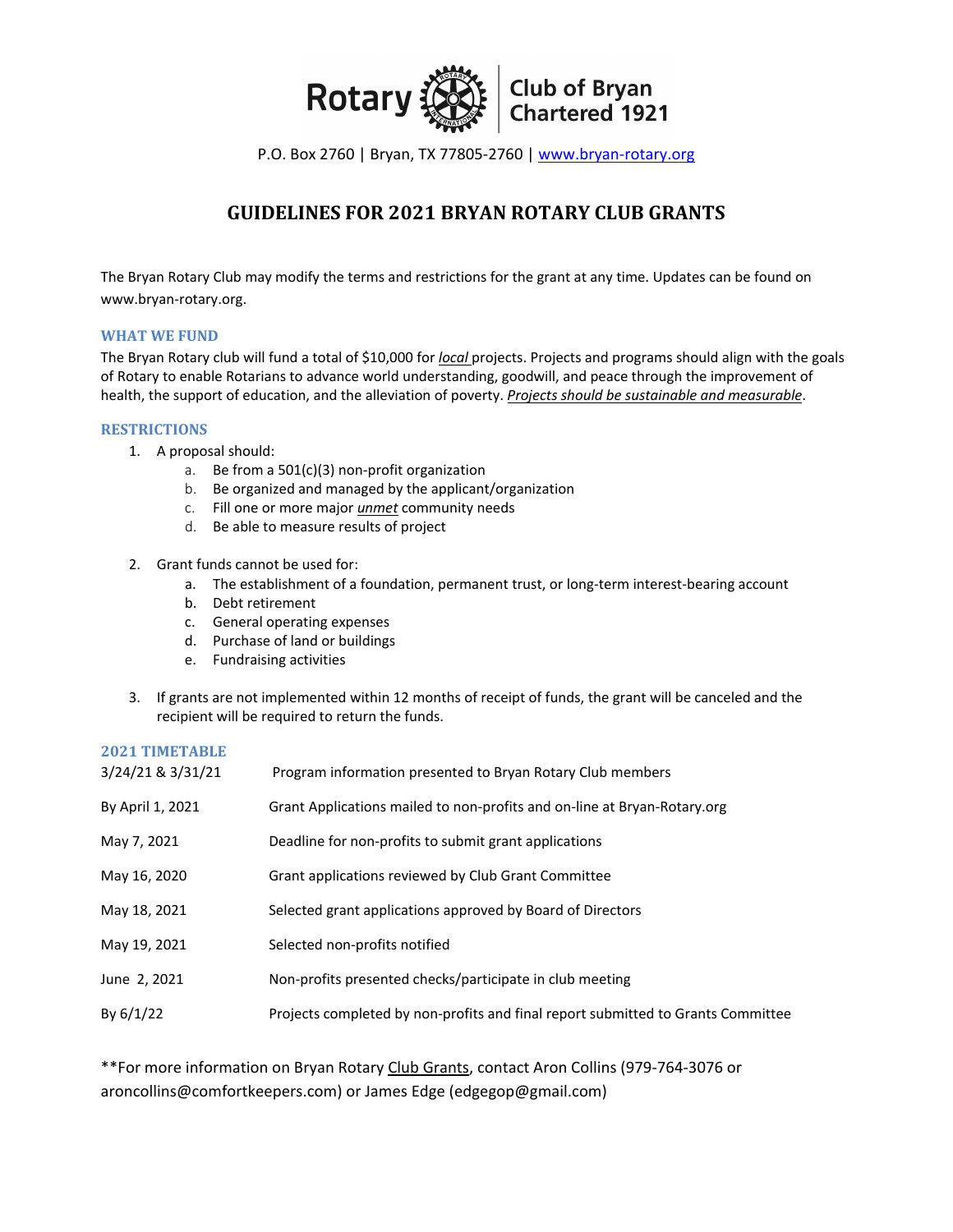Rotary | Club of Bryan Chartered 1921

P.O. Box 2760 | Bryan, TX 77805-2760 | www.bryan-rotary.org

# GUIDELINES FOR 2021 BRYAN ROTARY CLUB GRANTS

The Bryan Rotary Club may modify the terms and restrictions for the grant at any time. Updates can be found on www.bryan-rotary.org.

## WHAT WE FUND

The Bryan Rotary club will fund a total of $10,000 for *local* projects. Projects and programs should align with the goals of Rotary to enable Rotarians to advance world understanding, goodwill, and peace through the improvement of health, the support of education, and the alleviation of poverty. *Projects should be sustainable and measurable*.

## RESTRICTIONS

1. A proposal should:
   a. Be from a 501(c)(3) non-profit organization
   b. Be organized and managed by the applicant/organization
   c. Fill one or more major *unmet* community needs
   d. Be able to measure results of project

2. Grant funds cannot be used for:
   a. The establishment of a foundation, permanent trust, or long-term interest-bearing account
   b. Debt retirement
   c. General operating expenses
   d. Purchase of land or buildings
   e. Fundraising activities

3. If grants are not implemented within 12 months of receipt of funds, the grant will be canceled and the recipient will be required to return the funds.

## 2021 TIMETABLE

| | |
|---|---|
| 3/24/21 & 3/31/21 | Program information presented to Bryan Rotary Club members |
| By April 1, 2021 | Grant Applications mailed to non-profits and on-line at Bryan-Rotary.org |
| May 7, 2021 | Deadline for non-profits to submit grant applications |
| May 16, 2020 | Grant applications reviewed by Club Grant Committee |
| May 18, 2021 | Selected grant applications approved by Board of Directors |
| May 19, 2021 | Selected non-profits notified |
| June 2, 2021 | Non-profits presented checks/participate in club meeting |
| By 6/1/22 | Projects completed by non-profits and final report submitted to Grants Committee |

**For more information on Bryan Rotary Club Grants, contact Aron Collins (979-764-3076 or aroncollins@comfortkeepers.com) or James Edge (edgegop@gmail.com)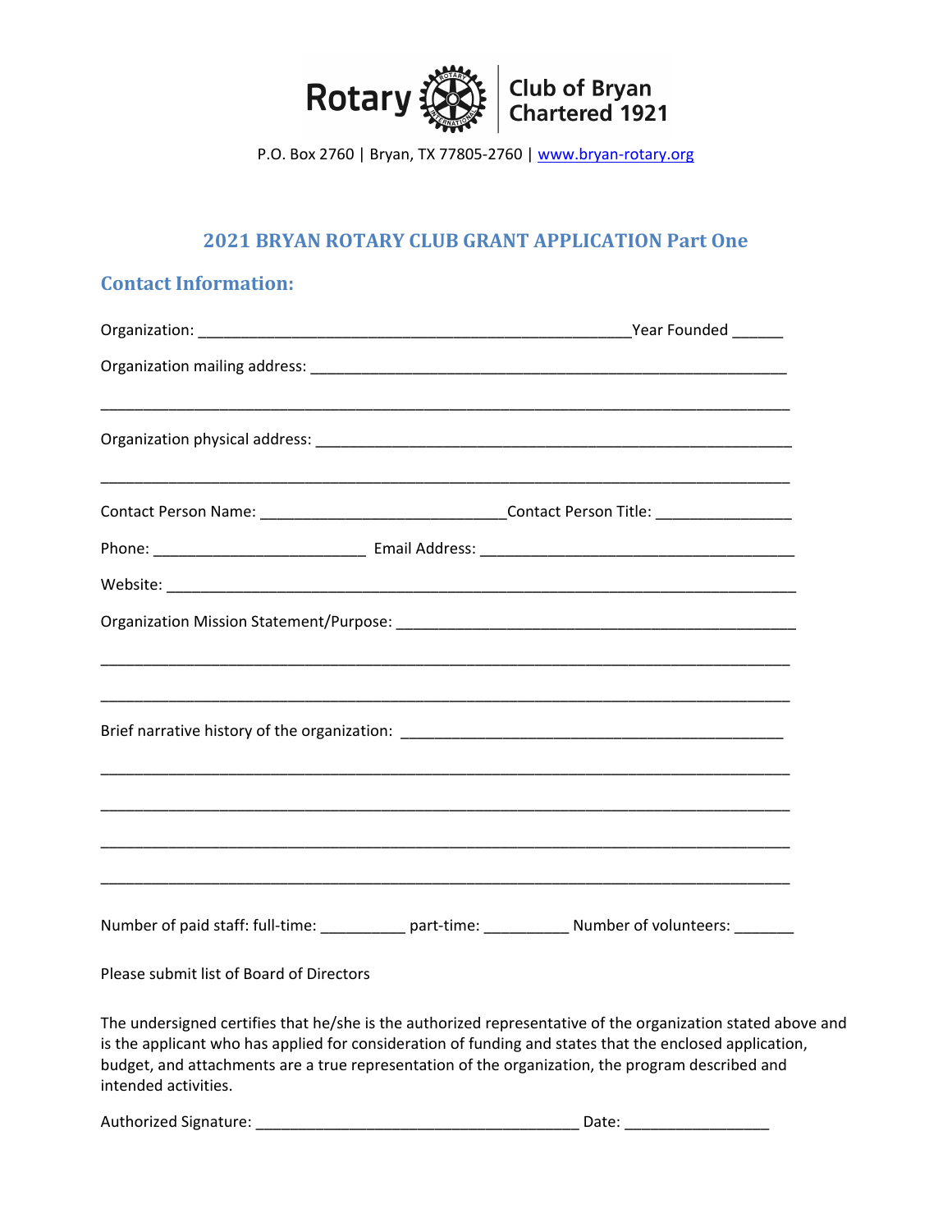Rotary Club of Bryan Chartered 1921

P.O. Box 2760 | Bryan, TX 77805-2760 | www.bryan-rotary.org

## 2021 BRYAN ROTARY CLUB GRANT APPLICATION Part One

### Contact Information:

Organization: ____________________________________________________Year Founded ______

Organization mailing address: _______________________________________________________

_____________________________________________________________________________

Organization physical address: _______________________________________________________

_____________________________________________________________________________

Contact Person Name: ____________________________Contact Person Title: ________________

Phone: _________________________ Email Address: _____________________________________

Website: _______________________________________________________________________

Organization Mission Statement/Purpose: ______________________________________________

_____________________________________________________________________________

_____________________________________________________________________________

Brief narrative history of the organization: ____________________________________________

_____________________________________________________________________________

_____________________________________________________________________________

_____________________________________________________________________________

_____________________________________________________________________________

Number of paid staff: full-time: __________ part-time: __________ Number of volunteers: _______

Please submit list of Board of Directors

The undersigned certifies that he/she is the authorized representative of the organization stated above and is the applicant who has applied for consideration of funding and states that the enclosed application, budget, and attachments are a true representation of the organization, the program described and intended activities.

Authorized Signature: ______________________________________ Date: _________________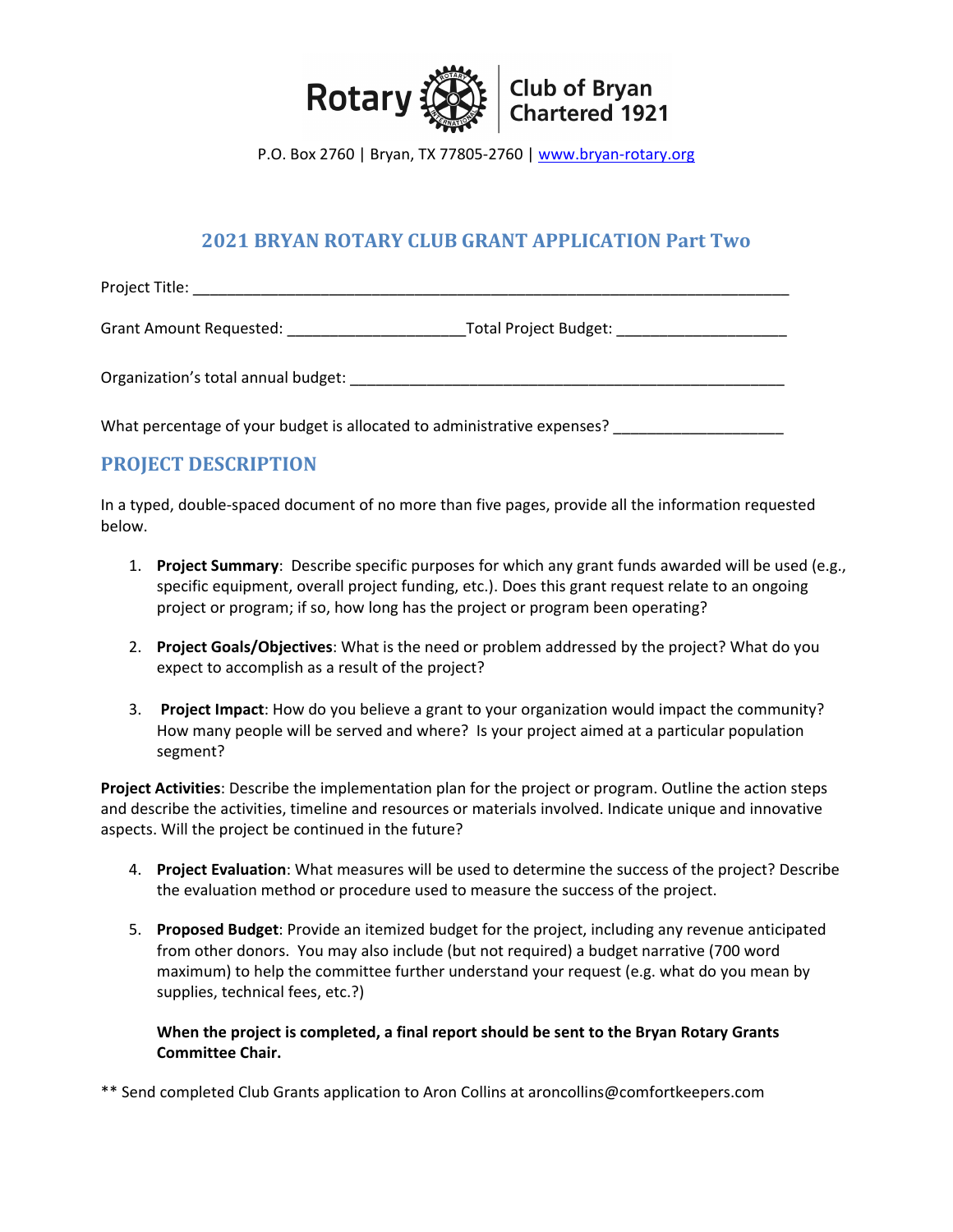Rotary Club of Bryan Chartered 1921

P.O. Box 2760 | Bryan, TX 77805-2760 | www.bryan-rotary.org

## 2021 BRYAN ROTARY CLUB GRANT APPLICATION Part Two

Project Title: ______________________________________________________________________

Grant Amount Requested: ____________________ Total Project Budget: ___________________

Organization's total annual budget: ___________________________________________________

What percentage of your budget is allocated to administrative expenses? ___________________

## PROJECT DESCRIPTION

In a typed, double-spaced document of no more than five pages, provide all the information requested below.

1. **Project Summary**: Describe specific purposes for which any grant funds awarded will be used (e.g., specific equipment, overall project funding, etc.). Does this grant request relate to an ongoing project or program; if so, how long has the project or program been operating?

2. **Project Goals/Objectives**: What is the need or problem addressed by the project? What do you expect to accomplish as a result of the project?

3. **Project Impact**: How do you believe a grant to your organization would impact the community? How many people will be served and where? Is your project aimed at a particular population segment?

**Project Activities**: Describe the implementation plan for the project or program. Outline the action steps and describe the activities, timeline and resources or materials involved. Indicate unique and innovative aspects. Will the project be continued in the future?

4. **Project Evaluation**: What measures will be used to determine the success of the project? Describe the evaluation method or procedure used to measure the success of the project.

5. **Proposed Budget**: Provide an itemized budget for the project, including any revenue anticipated from other donors. You may also include (but not required) a budget narrative (700 word maximum) to help the committee further understand your request (e.g. what do you mean by supplies, technical fees, etc.?)

   **When the project is completed, a final report should be sent to the Bryan Rotary Grants Committee Chair.**

** Send completed Club Grants application to Aron Collins at aroncollins@comfortkeepers.com